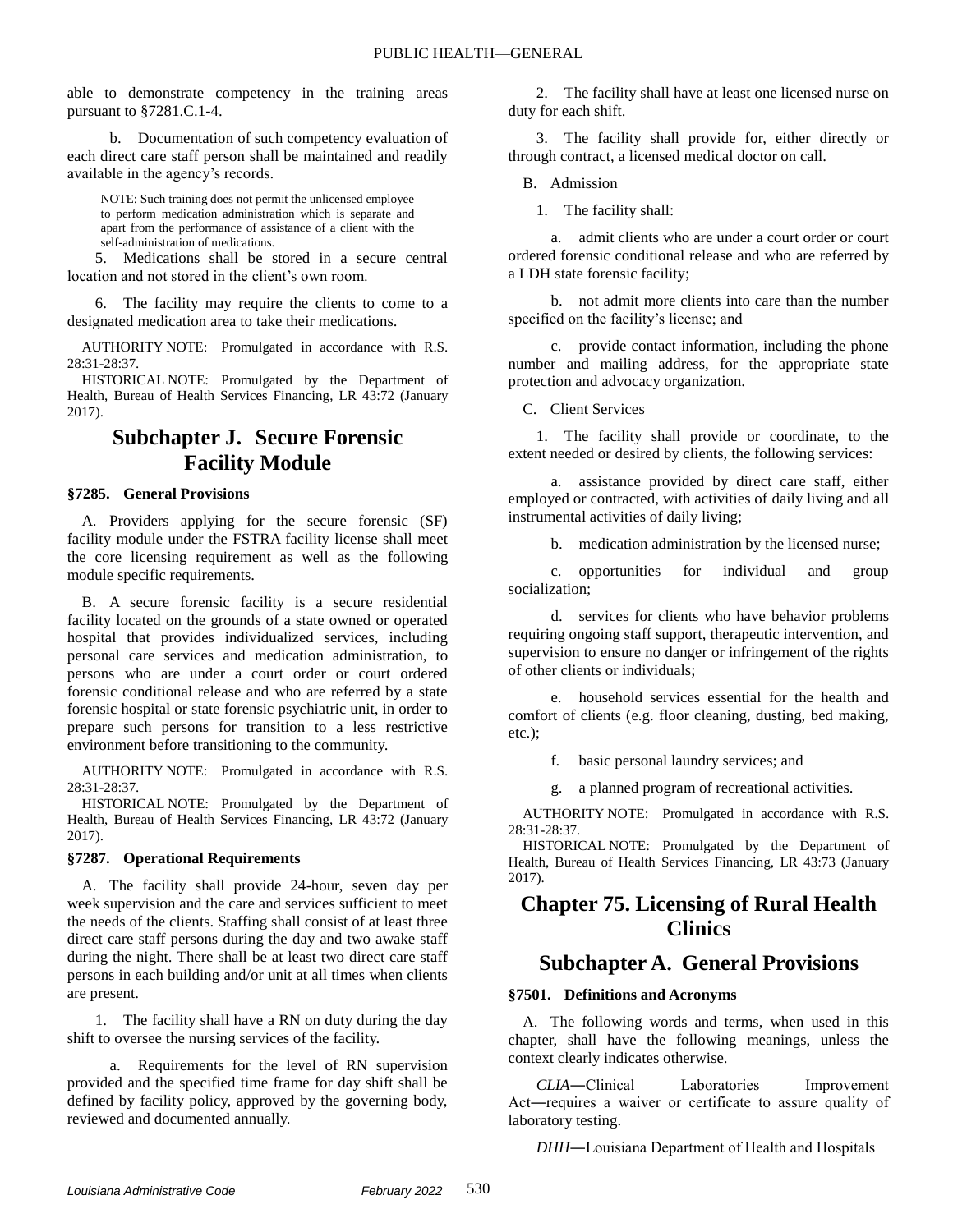able to demonstrate competency in the training areas pursuant to §7281.C.1-4.

b. Documentation of such competency evaluation of each direct care staff person shall be maintained and readily available in the agency's records.

NOTE: Such training does not permit the unlicensed employee to perform medication administration which is separate and apart from the performance of assistance of a client with the self-administration of medications.

5. Medications shall be stored in a secure central location and not stored in the client's own room.

6. The facility may require the clients to come to a designated medication area to take their medications.

AUTHORITY NOTE: Promulgated in accordance with R.S. 28:31-28:37.

HISTORICAL NOTE: Promulgated by the Department of Health, Bureau of Health Services Financing, LR 43:72 (January 2017).

## Subchapter J. Secure Forensic Facility Module

### §7285. General Provisions

A. Providers applying for the secure forensic (SF) facility module under the FSTRA facility license shall meet the core licensing requirement as well as the following module specific requirements.

B. A secure forensic facility is a secure residential facility located on the grounds of a state owned or operated hospital that provides individualized services, including personal care services and medication administration, to persons who are under a court order or court ordered forensic conditional release and who are referred by a state forensic hospital or state forensic psychiatric unit, in order to prepare such persons for transition to a less restrictive environment before transitioning to the community.

AUTHORITY NOTE: Promulgated in accordance with R.S. 28:31-28:37.

HISTORICAL NOTE: Promulgated by the Department of Health, Bureau of Health Services Financing, LR 43:72 (January 2017).

### §7287. Operational Requirements

A. The facility shall provide 24-hour, seven day per week supervision and the care and services sufficient to meet the needs of the clients. Staffing shall consist of at least three direct care staff persons during the day and two awake staff during the night. There shall be at least two direct care staff persons in each building and/or unit at all times when clients are present.

1. The facility shall have a RN on duty during the day shift to oversee the nursing services of the facility.

a. Requirements for the level of RN supervision provided and the specified time frame for day shift shall be defined by facility policy, approved by the governing body, reviewed and documented annually.

2. The facility shall have at least one licensed nurse on duty for each shift.

3. The facility shall provide for, either directly or through contract, a licensed medical doctor on call.

B. Admission

1. The facility shall:

a. admit clients who are under a court order or court ordered forensic conditional release and who are referred by a LDH state forensic facility;

b. not admit more clients into care than the number specified on the facility's license; and

c. provide contact information, including the phone number and mailing address, for the appropriate state protection and advocacy organization.

C. Client Services

1. The facility shall provide or coordinate, to the extent needed or desired by clients, the following services:

a. assistance provided by direct care staff, either employed or contracted, with activities of daily living and all instrumental activities of daily living;

b. medication administration by the licensed nurse;

c. opportunities for individual and group socialization;

d. services for clients who have behavior problems requiring ongoing staff support, therapeutic intervention, and supervision to ensure no danger or infringement of the rights of other clients or individuals;

e. household services essential for the health and comfort of clients (e.g. floor cleaning, dusting, bed making, etc.);

f. basic personal laundry services; and

g. a planned program of recreational activities.

AUTHORITY NOTE: Promulgated in accordance with R.S. 28:31-28:37.

HISTORICAL NOTE: Promulgated by the Department of Health, Bureau of Health Services Financing, LR 43:73 (January 2017).

# Chapter 75. Licensing of Rural Health Clinics

## Subchapter A. General Provisions

### §7501. Definitions and Acronyms

A. The following words and terms, when used in this chapter, shall have the following meanings, unless the context clearly indicates otherwise.

*CLIA*―Clinical Laboratories Improvement Act―requires a waiver or certificate to assure quality of laboratory testing.

*DHH*―Louisiana Department of Health and Hospitals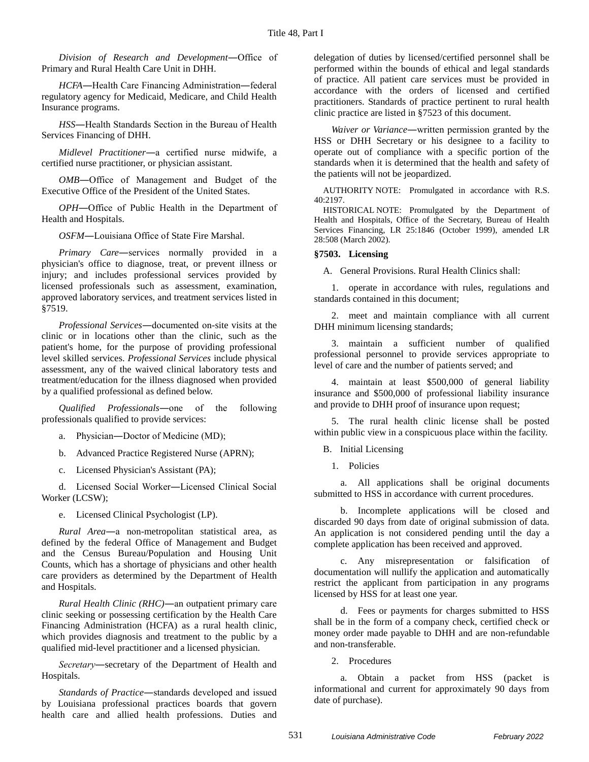*Division of Research and Development*—Office of Primary and Rural Health Care Unit in DHH.

*HCFA*—Health Care Financing Administration—federal regulatory agency for Medicaid, Medicare, and Child Health Insurance programs.

*HSS*—Health Standards Section in the Bureau of Health Services Financing of DHH.

*Midlevel Practitioner*—a certified nurse midwife, a certified nurse practitioner, or physician assistant.

*OMB*—Office of Management and Budget of the Executive Office of the President of the United States.

*OPH*—Office of Public Health in the Department of Health and Hospitals.

*OSFM*—Louisiana Office of State Fire Marshal.

*Primary Care*—services normally provided in a physician's office to diagnose, treat, or prevent illness or injury; and includes professional services provided by licensed professionals such as assessment, examination, approved laboratory services, and treatment services listed in §7519.

*Professional Services*—documented on-site visits at the clinic or in locations other than the clinic, such as the patient's home, for the purpose of providing professional level skilled services. *Professional Services* include physical assessment, any of the waived clinical laboratory tests and treatment/education for the illness diagnosed when provided by a qualified professional as defined below.

*Qualified Professionals*—one of the following professionals qualified to provide services:

a. Physician—Doctor of Medicine (MD);

b. Advanced Practice Registered Nurse (APRN);

c. Licensed Physician's Assistant (PA);

d. Licensed Social Worker—Licensed Clinical Social Worker (LCSW);

e. Licensed Clinical Psychologist (LP).

*Rural Area*—a non-metropolitan statistical area, as defined by the federal Office of Management and Budget and the Census Bureau/Population and Housing Unit Counts, which has a shortage of physicians and other health care providers as determined by the Department of Health and Hospitals.

*Rural Health Clinic (RHC)*—an outpatient primary care clinic seeking or possessing certification by the Health Care Financing Administration (HCFA) as a rural health clinic, which provides diagnosis and treatment to the public by a qualified mid-level practitioner and a licensed physician.

*Secretary*—secretary of the Department of Health and Hospitals.

*Standards of Practice*—standards developed and issued by Louisiana professional practices boards that govern health care and allied health professions. Duties and delegation of duties by licensed/certified personnel shall be performed within the bounds of ethical and legal standards of practice. All patient care services must be provided in accordance with the orders of licensed and certified practitioners. Standards of practice pertinent to rural health clinic practice are listed in §7523 of this document.

*Waiver or Variance*—written permission granted by the HSS or DHH Secretary or his designee to a facility to operate out of compliance with a specific portion of the standards when it is determined that the health and safety of the patients will not be jeopardized.

AUTHORITY NOTE: Promulgated in accordance with R.S. 40:2197.

HISTORICAL NOTE: Promulgated by the Department of Health and Hospitals, Office of the Secretary, Bureau of Health Services Financing, LR 25:1846 (October 1999), amended LR 28:508 (March 2002).

### §7503. Licensing

A. General Provisions. Rural Health Clinics shall:

1. operate in accordance with rules, regulations and standards contained in this document;

2. meet and maintain compliance with all current DHH minimum licensing standards;

3. maintain a sufficient number of qualified professional personnel to provide services appropriate to level of care and the number of patients served; and

4. maintain at least $500,000 of general liability insurance and $500,000 of professional liability insurance and provide to DHH proof of insurance upon request;

5. The rural health clinic license shall be posted within public view in a conspicuous place within the facility.

B. Initial Licensing

1. Policies

a. All applications shall be original documents submitted to HSS in accordance with current procedures.

b. Incomplete applications will be closed and discarded 90 days from date of original submission of data. An application is not considered pending until the day a complete application has been received and approved.

c. Any misrepresentation or falsification of documentation will nullify the application and automatically restrict the applicant from participation in any programs licensed by HSS for at least one year.

d. Fees or payments for charges submitted to HSS shall be in the form of a company check, certified check or money order made payable to DHH and are non-refundable and non-transferable.

2. Procedures

a. Obtain a packet from HSS (packet is informational and current for approximately 90 days from date of purchase).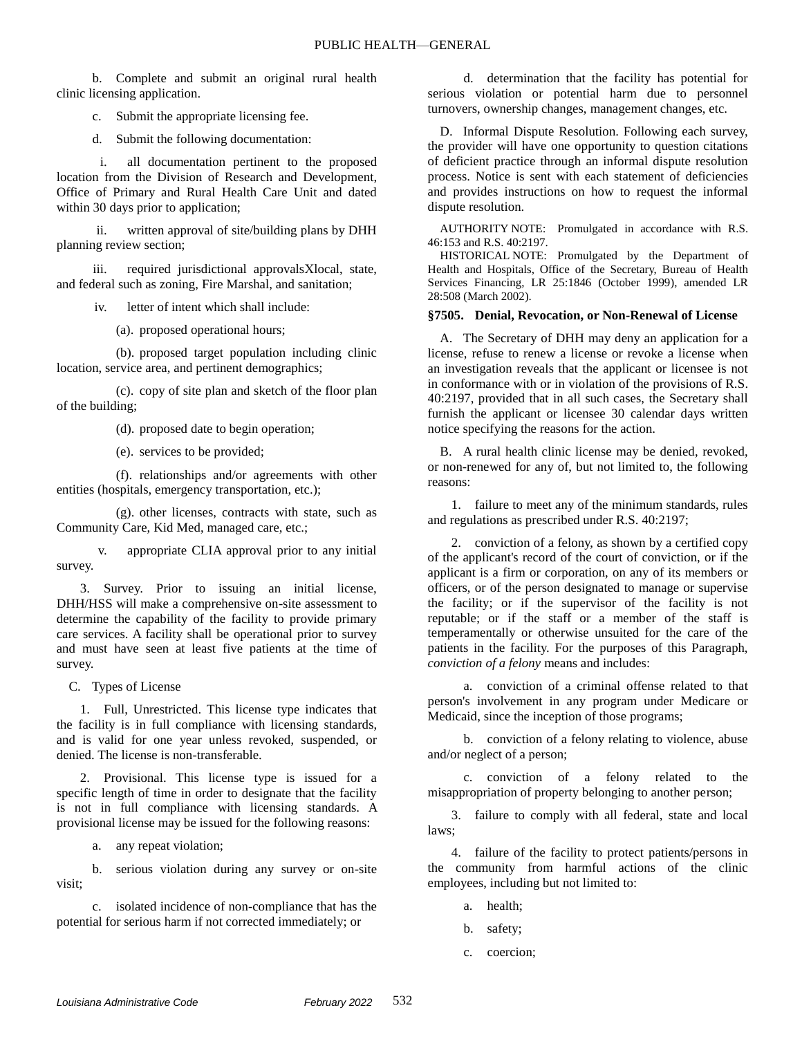b. Complete and submit an original rural health clinic licensing application.

c. Submit the appropriate licensing fee.

d. Submit the following documentation:

i. all documentation pertinent to the proposed location from the Division of Research and Development, Office of Primary and Rural Health Care Unit and dated within 30 days prior to application;

ii. written approval of site/building plans by DHH planning review section;

iii. required jurisdictional approvalsXlocal, state, and federal such as zoning, Fire Marshal, and sanitation;

iv. letter of intent which shall include:

(a). proposed operational hours;

(b). proposed target population including clinic location, service area, and pertinent demographics;

(c). copy of site plan and sketch of the floor plan of the building;

(d). proposed date to begin operation;

(e). services to be provided;

(f). relationships and/or agreements with other entities (hospitals, emergency transportation, etc.);

(g). other licenses, contracts with state, such as Community Care, Kid Med, managed care, etc.;

v. appropriate CLIA approval prior to any initial survey.

3. Survey. Prior to issuing an initial license, DHH/HSS will make a comprehensive on-site assessment to determine the capability of the facility to provide primary care services. A facility shall be operational prior to survey and must have seen at least five patients at the time of survey.

C. Types of License

1. Full, Unrestricted. This license type indicates that the facility is in full compliance with licensing standards, and is valid for one year unless revoked, suspended, or denied. The license is non-transferable.

2. Provisional. This license type is issued for a specific length of time in order to designate that the facility is not in full compliance with licensing standards. A provisional license may be issued for the following reasons:

a. any repeat violation;

b. serious violation during any survey or on-site visit;

c. isolated incidence of non-compliance that has the potential for serious harm if not corrected immediately; or

d. determination that the facility has potential for serious violation or potential harm due to personnel turnovers, ownership changes, management changes, etc.

D. Informal Dispute Resolution. Following each survey, the provider will have one opportunity to question citations of deficient practice through an informal dispute resolution process. Notice is sent with each statement of deficiencies and provides instructions on how to request the informal dispute resolution.

AUTHORITY NOTE: Promulgated in accordance with R.S. 46:153 and R.S. 40:2197.

HISTORICAL NOTE: Promulgated by the Department of Health and Hospitals, Office of the Secretary, Bureau of Health Services Financing, LR 25:1846 (October 1999), amended LR 28:508 (March 2002).

### §7505. Denial, Revocation, or Non-Renewal of License

A. The Secretary of DHH may deny an application for a license, refuse to renew a license or revoke a license when an investigation reveals that the applicant or licensee is not in conformance with or in violation of the provisions of R.S. 40:2197, provided that in all such cases, the Secretary shall furnish the applicant or licensee 30 calendar days written notice specifying the reasons for the action.

B. A rural health clinic license may be denied, revoked, or non-renewed for any of, but not limited to, the following reasons:

1. failure to meet any of the minimum standards, rules and regulations as prescribed under R.S. 40:2197;

2. conviction of a felony, as shown by a certified copy of the applicant's record of the court of conviction, or if the applicant is a firm or corporation, on any of its members or officers, or of the person designated to manage or supervise the facility; or if the supervisor of the facility is not reputable; or if the staff or a member of the staff is temperamentally or otherwise unsuited for the care of the patients in the facility. For the purposes of this Paragraph, *conviction of a felony* means and includes:

a. conviction of a criminal offense related to that person's involvement in any program under Medicare or Medicaid, since the inception of those programs;

b. conviction of a felony relating to violence, abuse and/or neglect of a person;

c. conviction of a felony related to the misappropriation of property belonging to another person;

3. failure to comply with all federal, state and local laws;

4. failure of the facility to protect patients/persons in the community from harmful actions of the clinic employees, including but not limited to:

a. health;

b. safety;

c. coercion;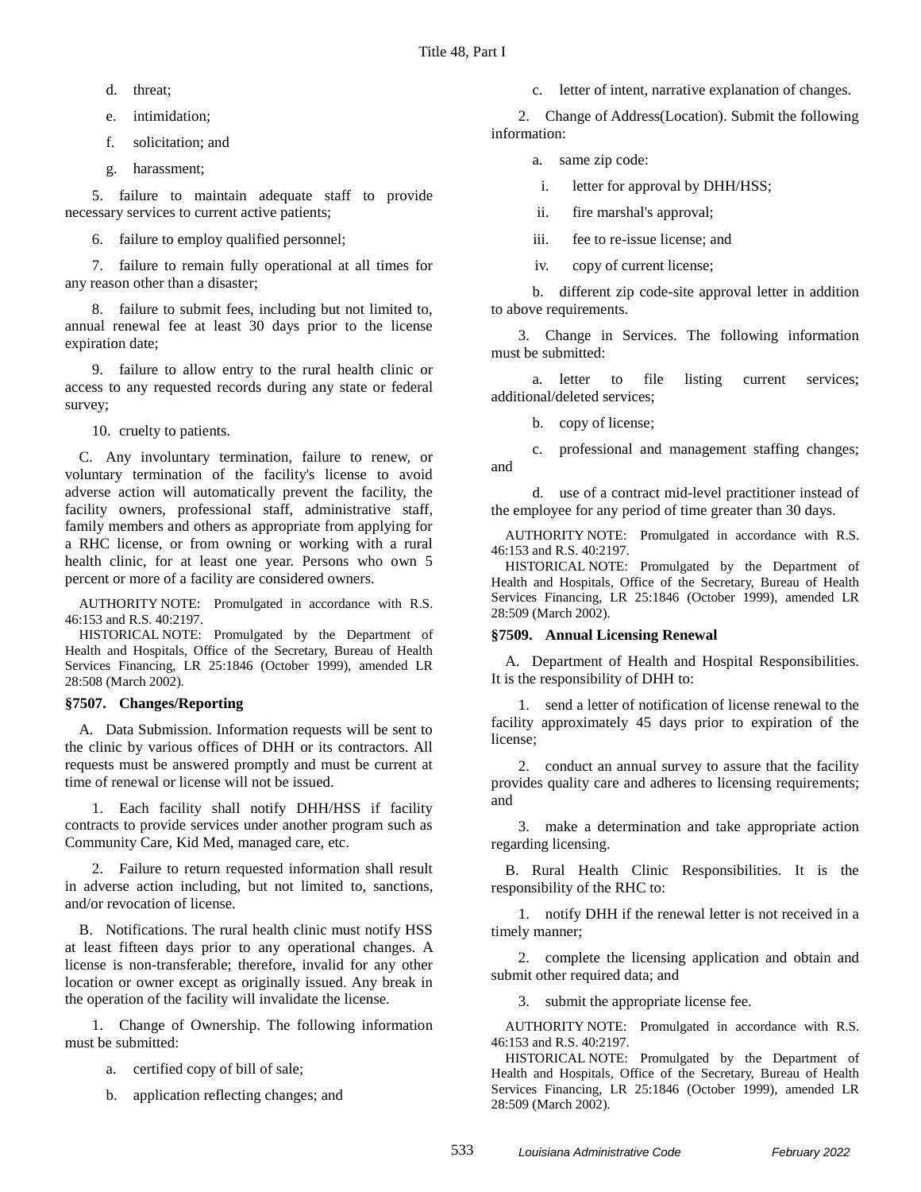d. threat;

e. intimidation;

f. solicitation; and

g. harassment;

5. failure to maintain adequate staff to provide necessary services to current active patients;

6. failure to employ qualified personnel;

7. failure to remain fully operational at all times for any reason other than a disaster;

8. failure to submit fees, including but not limited to, annual renewal fee at least 30 days prior to the license expiration date;

9. failure to allow entry to the rural health clinic or access to any requested records during any state or federal survey;

10. cruelty to patients.

C. Any involuntary termination, failure to renew, or voluntary termination of the facility's license to avoid adverse action will automatically prevent the facility, the facility owners, professional staff, administrative staff, family members and others as appropriate from applying for a RHC license, or from owning or working with a rural health clinic, for at least one year. Persons who own 5 percent or more of a facility are considered owners.

AUTHORITY NOTE: Promulgated in accordance with R.S. 46:153 and R.S. 40:2197.

HISTORICAL NOTE: Promulgated by the Department of Health and Hospitals, Office of the Secretary, Bureau of Health Services Financing, LR 25:1846 (October 1999), amended LR 28:508 (March 2002).

### §7507. Changes/Reporting

A. Data Submission. Information requests will be sent to the clinic by various offices of DHH or its contractors. All requests must be answered promptly and must be current at time of renewal or license will not be issued.

1. Each facility shall notify DHH/HSS if facility contracts to provide services under another program such as Community Care, Kid Med, managed care, etc.

2. Failure to return requested information shall result in adverse action including, but not limited to, sanctions, and/or revocation of license.

B. Notifications. The rural health clinic must notify HSS at least fifteen days prior to any operational changes. A license is non-transferable; therefore, invalid for any other location or owner except as originally issued. Any break in the operation of the facility will invalidate the license.

1. Change of Ownership. The following information must be submitted:

a. certified copy of bill of sale;

b. application reflecting changes; and

c. letter of intent, narrative explanation of changes.

2. Change of Address(Location). Submit the following information:

a. same zip code:

i. letter for approval by DHH/HSS;

ii. fire marshal's approval;

iii. fee to re-issue license; and

iv. copy of current license;

b. different zip code-site approval letter in addition to above requirements.

3. Change in Services. The following information must be submitted:

a. letter to file listing current services; additional/deleted services;

b. copy of license;

c. professional and management staffing changes; and

d. use of a contract mid-level practitioner instead of the employee for any period of time greater than 30 days.

AUTHORITY NOTE: Promulgated in accordance with R.S. 46:153 and R.S. 40:2197.

HISTORICAL NOTE: Promulgated by the Department of Health and Hospitals, Office of the Secretary, Bureau of Health Services Financing, LR 25:1846 (October 1999), amended LR 28:509 (March 2002).

### §7509. Annual Licensing Renewal

A. Department of Health and Hospital Responsibilities. It is the responsibility of DHH to:

1. send a letter of notification of license renewal to the facility approximately 45 days prior to expiration of the license;

2. conduct an annual survey to assure that the facility provides quality care and adheres to licensing requirements; and

3. make a determination and take appropriate action regarding licensing.

B. Rural Health Clinic Responsibilities. It is the responsibility of the RHC to:

1. notify DHH if the renewal letter is not received in a timely manner;

2. complete the licensing application and obtain and submit other required data; and

3. submit the appropriate license fee.

AUTHORITY NOTE: Promulgated in accordance with R.S. 46:153 and R.S. 40:2197.

HISTORICAL NOTE: Promulgated by the Department of Health and Hospitals, Office of the Secretary, Bureau of Health Services Financing, LR 25:1846 (October 1999), amended LR 28:509 (March 2002).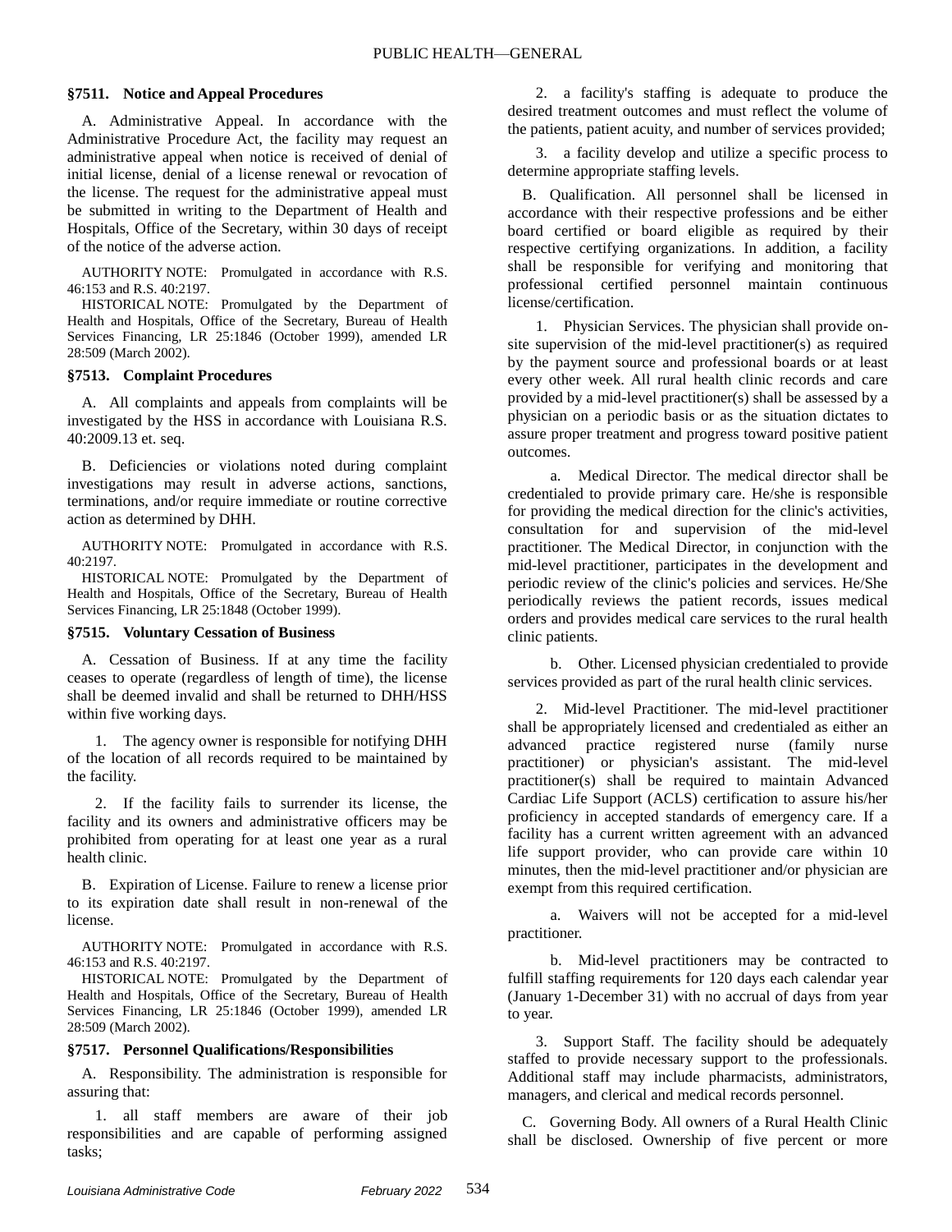### §7511. Notice and Appeal Procedures

A. Administrative Appeal. In accordance with the Administrative Procedure Act, the facility may request an administrative appeal when notice is received of denial of initial license, denial of a license renewal or revocation of the license. The request for the administrative appeal must be submitted in writing to the Department of Health and Hospitals, Office of the Secretary, within 30 days of receipt of the notice of the adverse action.

AUTHORITY NOTE: Promulgated in accordance with R.S. 46:153 and R.S. 40:2197.

HISTORICAL NOTE: Promulgated by the Department of Health and Hospitals, Office of the Secretary, Bureau of Health Services Financing, LR 25:1846 (October 1999), amended LR 28:509 (March 2002).

### §7513. Complaint Procedures

A. All complaints and appeals from complaints will be investigated by the HSS in accordance with Louisiana R.S. 40:2009.13 et. seq.

B. Deficiencies or violations noted during complaint investigations may result in adverse actions, sanctions, terminations, and/or require immediate or routine corrective action as determined by DHH.

AUTHORITY NOTE: Promulgated in accordance with R.S. 40:2197.

HISTORICAL NOTE: Promulgated by the Department of Health and Hospitals, Office of the Secretary, Bureau of Health Services Financing, LR 25:1848 (October 1999).

### §7515. Voluntary Cessation of Business

A. Cessation of Business. If at any time the facility ceases to operate (regardless of length of time), the license shall be deemed invalid and shall be returned to DHH/HSS within five working days.

1. The agency owner is responsible for notifying DHH of the location of all records required to be maintained by the facility.

2. If the facility fails to surrender its license, the facility and its owners and administrative officers may be prohibited from operating for at least one year as a rural health clinic.

B. Expiration of License. Failure to renew a license prior to its expiration date shall result in non-renewal of the license.

AUTHORITY NOTE: Promulgated in accordance with R.S. 46:153 and R.S. 40:2197.

HISTORICAL NOTE: Promulgated by the Department of Health and Hospitals, Office of the Secretary, Bureau of Health Services Financing, LR 25:1846 (October 1999), amended LR 28:509 (March 2002).

### §7517. Personnel Qualifications/Responsibilities

A. Responsibility. The administration is responsible for assuring that:

1. all staff members are aware of their job responsibilities and are capable of performing assigned tasks;

2. a facility's staffing is adequate to produce the desired treatment outcomes and must reflect the volume of the patients, patient acuity, and number of services provided;

3. a facility develop and utilize a specific process to determine appropriate staffing levels.

B. Qualification. All personnel shall be licensed in accordance with their respective professions and be either board certified or board eligible as required by their respective certifying organizations. In addition, a facility shall be responsible for verifying and monitoring that professional certified personnel maintain continuous license/certification.

1. Physician Services. The physician shall provide on-site supervision of the mid-level practitioner(s) as required by the payment source and professional boards or at least every other week. All rural health clinic records and care provided by a mid-level practitioner(s) shall be assessed by a physician on a periodic basis or as the situation dictates to assure proper treatment and progress toward positive patient outcomes.

a. Medical Director. The medical director shall be credentialed to provide primary care. He/she is responsible for providing the medical direction for the clinic's activities, consultation for and supervision of the mid-level practitioner. The Medical Director, in conjunction with the mid-level practitioner, participates in the development and periodic review of the clinic's policies and services. He/She periodically reviews the patient records, issues medical orders and provides medical care services to the rural health clinic patients.

b. Other. Licensed physician credentialed to provide services provided as part of the rural health clinic services.

2. Mid-level Practitioner. The mid-level practitioner shall be appropriately licensed and credentialed as either an advanced practice registered nurse (family nurse practitioner) or physician's assistant. The mid-level practitioner(s) shall be required to maintain Advanced Cardiac Life Support (ACLS) certification to assure his/her proficiency in accepted standards of emergency care. If a facility has a current written agreement with an advanced life support provider, who can provide care within 10 minutes, then the mid-level practitioner and/or physician are exempt from this required certification.

a. Waivers will not be accepted for a mid-level practitioner.

b. Mid-level practitioners may be contracted to fulfill staffing requirements for 120 days each calendar year (January 1-December 31) with no accrual of days from year to year.

3. Support Staff. The facility should be adequately staffed to provide necessary support to the professionals. Additional staff may include pharmacists, administrators, managers, and clerical and medical records personnel.

C. Governing Body. All owners of a Rural Health Clinic shall be disclosed. Ownership of five percent or more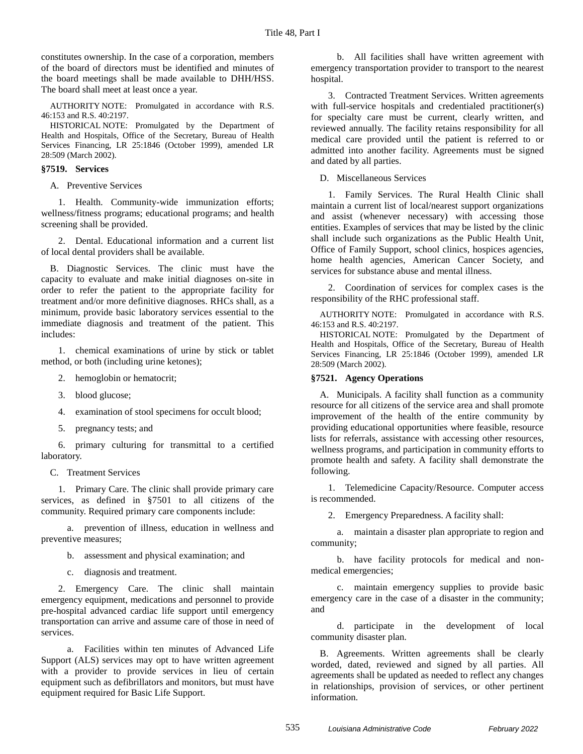constitutes ownership. In the case of a corporation, members of the board of directors must be identified and minutes of the board meetings shall be made available to DHH/HSS. The board shall meet at least once a year.

AUTHORITY NOTE: Promulgated in accordance with R.S. 46:153 and R.S. 40:2197.

HISTORICAL NOTE: Promulgated by the Department of Health and Hospitals, Office of the Secretary, Bureau of Health Services Financing, LR 25:1846 (October 1999), amended LR 28:509 (March 2002).

### §7519. Services

A. Preventive Services

1. Health. Community-wide immunization efforts; wellness/fitness programs; educational programs; and health screening shall be provided.

2. Dental. Educational information and a current list of local dental providers shall be available.

B. Diagnostic Services. The clinic must have the capacity to evaluate and make initial diagnoses on-site in order to refer the patient to the appropriate facility for treatment and/or more definitive diagnoses. RHCs shall, as a minimum, provide basic laboratory services essential to the immediate diagnosis and treatment of the patient. This includes:

1. chemical examinations of urine by stick or tablet method, or both (including urine ketones);

2. hemoglobin or hematocrit;

3. blood glucose;

4. examination of stool specimens for occult blood;

5. pregnancy tests; and

6. primary culturing for transmittal to a certified laboratory.

C. Treatment Services

1. Primary Care. The clinic shall provide primary care services, as defined in §7501 to all citizens of the community. Required primary care components include:

a. prevention of illness, education in wellness and preventive measures;

b. assessment and physical examination; and

c. diagnosis and treatment.

2. Emergency Care. The clinic shall maintain emergency equipment, medications and personnel to provide pre-hospital advanced cardiac life support until emergency transportation can arrive and assume care of those in need of services.

a. Facilities within ten minutes of Advanced Life Support (ALS) services may opt to have written agreement with a provider to provide services in lieu of certain equipment such as defibrillators and monitors, but must have equipment required for Basic Life Support.

b. All facilities shall have written agreement with emergency transportation provider to transport to the nearest hospital.

3. Contracted Treatment Services. Written agreements with full-service hospitals and credentialed practitioner(s) for specialty care must be current, clearly written, and reviewed annually. The facility retains responsibility for all medical care provided until the patient is referred to or admitted into another facility. Agreements must be signed and dated by all parties.

D. Miscellaneous Services

1. Family Services. The Rural Health Clinic shall maintain a current list of local/nearest support organizations and assist (whenever necessary) with accessing those entities. Examples of services that may be listed by the clinic shall include such organizations as the Public Health Unit, Office of Family Support, school clinics, hospices agencies, home health agencies, American Cancer Society, and services for substance abuse and mental illness.

2. Coordination of services for complex cases is the responsibility of the RHC professional staff.

AUTHORITY NOTE: Promulgated in accordance with R.S. 46:153 and R.S. 40:2197.

HISTORICAL NOTE: Promulgated by the Department of Health and Hospitals, Office of the Secretary, Bureau of Health Services Financing, LR 25:1846 (October 1999), amended LR 28:509 (March 2002).

### §7521. Agency Operations

A. Municipals. A facility shall function as a community resource for all citizens of the service area and shall promote improvement of the health of the entire community by providing educational opportunities where feasible, resource lists for referrals, assistance with accessing other resources, wellness programs, and participation in community efforts to promote health and safety. A facility shall demonstrate the following.

1. Telemedicine Capacity/Resource. Computer access is recommended.

2. Emergency Preparedness. A facility shall:

a. maintain a disaster plan appropriate to region and community;

b. have facility protocols for medical and non-medical emergencies;

c. maintain emergency supplies to provide basic emergency care in the case of a disaster in the community; and

d. participate in the development of local community disaster plan.

B. Agreements. Written agreements shall be clearly worded, dated, reviewed and signed by all parties. All agreements shall be updated as needed to reflect any changes in relationships, provision of services, or other pertinent information.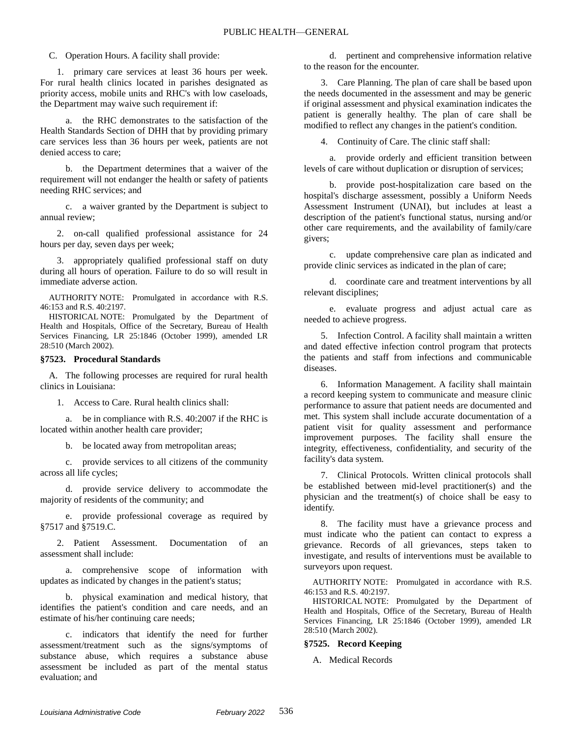C. Operation Hours. A facility shall provide:

1. primary care services at least 36 hours per week. For rural health clinics located in parishes designated as priority access, mobile units and RHC's with low caseloads, the Department may waive such requirement if:

a. the RHC demonstrates to the satisfaction of the Health Standards Section of DHH that by providing primary care services less than 36 hours per week, patients are not denied access to care;

b. the Department determines that a waiver of the requirement will not endanger the health or safety of patients needing RHC services; and

c. a waiver granted by the Department is subject to annual review;

2. on-call qualified professional assistance for 24 hours per day, seven days per week;

3. appropriately qualified professional staff on duty during all hours of operation. Failure to do so will result in immediate adverse action.

AUTHORITY NOTE: Promulgated in accordance with R.S. 46:153 and R.S. 40:2197.

HISTORICAL NOTE: Promulgated by the Department of Health and Hospitals, Office of the Secretary, Bureau of Health Services Financing, LR 25:1846 (October 1999), amended LR 28:510 (March 2002).

### §7523. Procedural Standards

A. The following processes are required for rural health clinics in Louisiana:

1. Access to Care. Rural health clinics shall:

a. be in compliance with R.S. 40:2007 if the RHC is located within another health care provider;

b. be located away from metropolitan areas;

c. provide services to all citizens of the community across all life cycles;

d. provide service delivery to accommodate the majority of residents of the community; and

e. provide professional coverage as required by §7517 and §7519.C.

2. Patient Assessment. Documentation of an assessment shall include:

a. comprehensive scope of information with updates as indicated by changes in the patient's status;

b. physical examination and medical history, that identifies the patient's condition and care needs, and an estimate of his/her continuing care needs;

c. indicators that identify the need for further assessment/treatment such as the signs/symptoms of substance abuse, which requires a substance abuse assessment be included as part of the mental status evaluation; and

d. pertinent and comprehensive information relative to the reason for the encounter.

3. Care Planning. The plan of care shall be based upon the needs documented in the assessment and may be generic if original assessment and physical examination indicates the patient is generally healthy. The plan of care shall be modified to reflect any changes in the patient's condition.

4. Continuity of Care. The clinic staff shall:

a. provide orderly and efficient transition between levels of care without duplication or disruption of services;

b. provide post-hospitalization care based on the hospital's discharge assessment, possibly a Uniform Needs Assessment Instrument (UNAI), but includes at least a description of the patient's functional status, nursing and/or other care requirements, and the availability of family/care givers;

c. update comprehensive care plan as indicated and provide clinic services as indicated in the plan of care;

d. coordinate care and treatment interventions by all relevant disciplines;

e. evaluate progress and adjust actual care as needed to achieve progress.

5. Infection Control. A facility shall maintain a written and dated effective infection control program that protects the patients and staff from infections and communicable diseases.

6. Information Management. A facility shall maintain a record keeping system to communicate and measure clinic performance to assure that patient needs are documented and met. This system shall include accurate documentation of a patient visit for quality assessment and performance improvement purposes. The facility shall ensure the integrity, effectiveness, confidentiality, and security of the facility's data system.

7. Clinical Protocols. Written clinical protocols shall be established between mid-level practitioner(s) and the physician and the treatment(s) of choice shall be easy to identify.

8. The facility must have a grievance process and must indicate who the patient can contact to express a grievance. Records of all grievances, steps taken to investigate, and results of interventions must be available to surveyors upon request.

AUTHORITY NOTE: Promulgated in accordance with R.S. 46:153 and R.S. 40:2197.

HISTORICAL NOTE: Promulgated by the Department of Health and Hospitals, Office of the Secretary, Bureau of Health Services Financing, LR 25:1846 (October 1999), amended LR 28:510 (March 2002).

### §7525. Record Keeping

A. Medical Records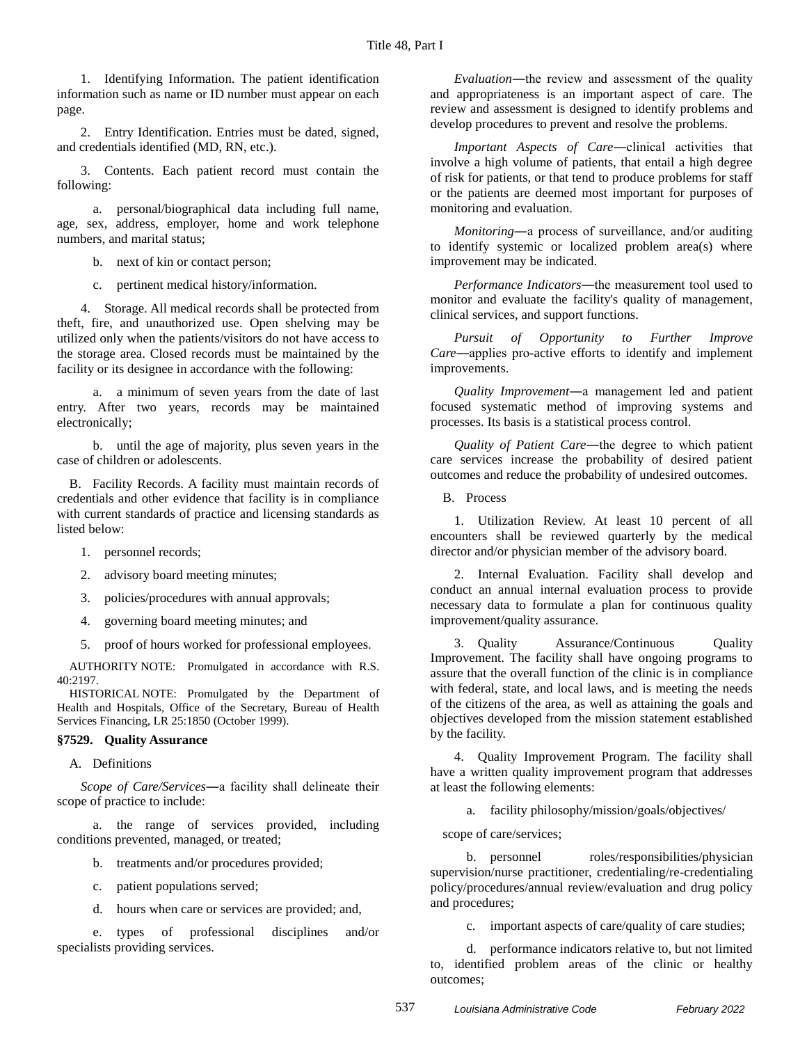1. Identifying Information. The patient identification information such as name or ID number must appear on each page.

2. Entry Identification. Entries must be dated, signed, and credentials identified (MD, RN, etc.).

3. Contents. Each patient record must contain the following:

a. personal/biographical data including full name, age, sex, address, employer, home and work telephone numbers, and marital status;

b. next of kin or contact person;

c. pertinent medical history/information.

4. Storage. All medical records shall be protected from theft, fire, and unauthorized use. Open shelving may be utilized only when the patients/visitors do not have access to the storage area. Closed records must be maintained by the facility or its designee in accordance with the following:

a. a minimum of seven years from the date of last entry. After two years, records may be maintained electronically;

b. until the age of majority, plus seven years in the case of children or adolescents.

B. Facility Records. A facility must maintain records of credentials and other evidence that facility is in compliance with current standards of practice and licensing standards as listed below:

1. personnel records;

2. advisory board meeting minutes;

3. policies/procedures with annual approvals;

4. governing board meeting minutes; and

5. proof of hours worked for professional employees.

AUTHORITY NOTE: Promulgated in accordance with R.S. 40:2197.

HISTORICAL NOTE: Promulgated by the Department of Health and Hospitals, Office of the Secretary, Bureau of Health Services Financing, LR 25:1850 (October 1999).

### §7529. Quality Assurance

A. Definitions

*Scope of Care/Services*―a facility shall delineate their scope of practice to include:

a. the range of services provided, including conditions prevented, managed, or treated;

b. treatments and/or procedures provided;

c. patient populations served;

d. hours when care or services are provided; and,

e. types of professional disciplines and/or specialists providing services.

*Evaluation*―the review and assessment of the quality and appropriateness is an important aspect of care. The review and assessment is designed to identify problems and develop procedures to prevent and resolve the problems.

*Important Aspects of Care*―clinical activities that involve a high volume of patients, that entail a high degree of risk for patients, or that tend to produce problems for staff or the patients are deemed most important for purposes of monitoring and evaluation.

*Monitoring*―a process of surveillance, and/or auditing to identify systemic or localized problem area(s) where improvement may be indicated.

*Performance Indicators*―the measurement tool used to monitor and evaluate the facility's quality of management, clinical services, and support functions.

*Pursuit of Opportunity to Further Improve Care*―applies pro-active efforts to identify and implement improvements.

*Quality Improvement*―a management led and patient focused systematic method of improving systems and processes. Its basis is a statistical process control.

*Quality of Patient Care*―the degree to which patient care services increase the probability of desired patient outcomes and reduce the probability of undesired outcomes.

B. Process

1. Utilization Review. At least 10 percent of all encounters shall be reviewed quarterly by the medical director and/or physician member of the advisory board.

2. Internal Evaluation. Facility shall develop and conduct an annual internal evaluation process to provide necessary data to formulate a plan for continuous quality improvement/quality assurance.

3. Quality Assurance/Continuous Quality Improvement. The facility shall have ongoing programs to assure that the overall function of the clinic is in compliance with federal, state, and local laws, and is meeting the needs of the citizens of the area, as well as attaining the goals and objectives developed from the mission statement established by the facility.

4. Quality Improvement Program. The facility shall have a written quality improvement program that addresses at least the following elements:

a. facility philosophy/mission/goals/objectives/scope of care/services;

b. personnel roles/responsibilities/physician supervision/nurse practitioner, credentialing/re-credentialing policy/procedures/annual review/evaluation and drug policy and procedures;

c. important aspects of care/quality of care studies;

d. performance indicators relative to, but not limited to, identified problem areas of the clinic or healthy outcomes;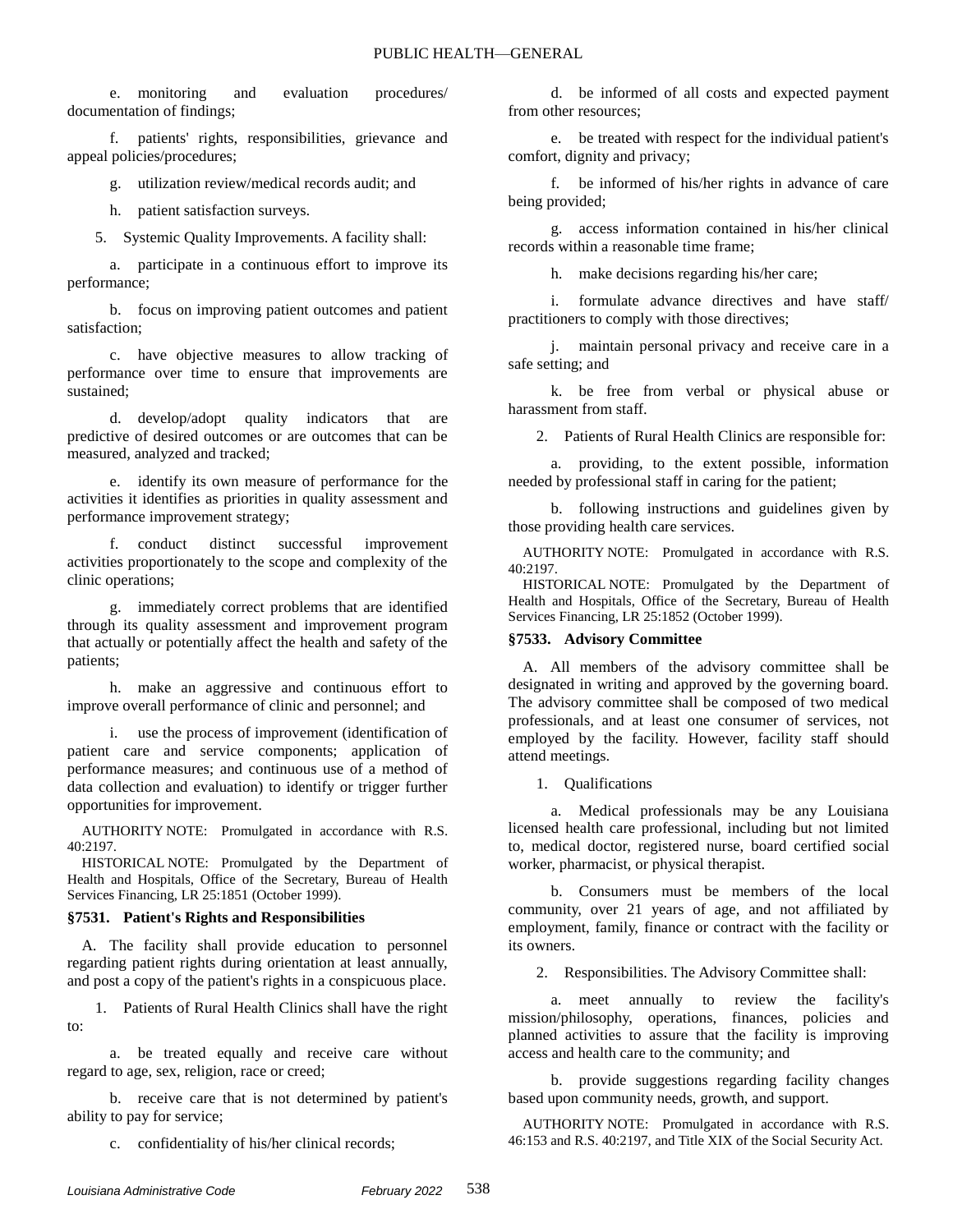e. monitoring and evaluation procedures/ documentation of findings;

f. patients' rights, responsibilities, grievance and appeal policies/procedures;

g. utilization review/medical records audit; and

h. patient satisfaction surveys.

5. Systemic Quality Improvements. A facility shall:

a. participate in a continuous effort to improve its performance;

b. focus on improving patient outcomes and patient satisfaction;

c. have objective measures to allow tracking of performance over time to ensure that improvements are sustained;

d. develop/adopt quality indicators that are predictive of desired outcomes or are outcomes that can be measured, analyzed and tracked;

e. identify its own measure of performance for the activities it identifies as priorities in quality assessment and performance improvement strategy;

f. conduct distinct successful improvement activities proportionately to the scope and complexity of the clinic operations;

g. immediately correct problems that are identified through its quality assessment and improvement program that actually or potentially affect the health and safety of the patients;

h. make an aggressive and continuous effort to improve overall performance of clinic and personnel; and

i. use the process of improvement (identification of patient care and service components; application of performance measures; and continuous use of a method of data collection and evaluation) to identify or trigger further opportunities for improvement.

AUTHORITY NOTE: Promulgated in accordance with R.S. 40:2197.

HISTORICAL NOTE: Promulgated by the Department of Health and Hospitals, Office of the Secretary, Bureau of Health Services Financing, LR 25:1851 (October 1999).

### §7531. Patient's Rights and Responsibilities

A. The facility shall provide education to personnel regarding patient rights during orientation at least annually, and post a copy of the patient's rights in a conspicuous place.

1. Patients of Rural Health Clinics shall have the right to:

a. be treated equally and receive care without regard to age, sex, religion, race or creed;

b. receive care that is not determined by patient's ability to pay for service;

c. confidentiality of his/her clinical records;

d. be informed of all costs and expected payment from other resources;

e. be treated with respect for the individual patient's comfort, dignity and privacy;

f. be informed of his/her rights in advance of care being provided;

g. access information contained in his/her clinical records within a reasonable time frame;

h. make decisions regarding his/her care;

i. formulate advance directives and have staff/ practitioners to comply with those directives;

j. maintain personal privacy and receive care in a safe setting; and

k. be free from verbal or physical abuse or harassment from staff.

2. Patients of Rural Health Clinics are responsible for:

a. providing, to the extent possible, information needed by professional staff in caring for the patient;

b. following instructions and guidelines given by those providing health care services.

AUTHORITY NOTE: Promulgated in accordance with R.S. 40:2197.

HISTORICAL NOTE: Promulgated by the Department of Health and Hospitals, Office of the Secretary, Bureau of Health Services Financing, LR 25:1852 (October 1999).

### §7533. Advisory Committee

A. All members of the advisory committee shall be designated in writing and approved by the governing board. The advisory committee shall be composed of two medical professionals, and at least one consumer of services, not employed by the facility. However, facility staff should attend meetings.

1. Qualifications

a. Medical professionals may be any Louisiana licensed health care professional, including but not limited to, medical doctor, registered nurse, board certified social worker, pharmacist, or physical therapist.

b. Consumers must be members of the local community, over 21 years of age, and not affiliated by employment, family, finance or contract with the facility or its owners.

2. Responsibilities. The Advisory Committee shall:

a. meet annually to review the facility's mission/philosophy, operations, finances, policies and planned activities to assure that the facility is improving access and health care to the community; and

b. provide suggestions regarding facility changes based upon community needs, growth, and support.

AUTHORITY NOTE: Promulgated in accordance with R.S. 46:153 and R.S. 40:2197, and Title XIX of the Social Security Act.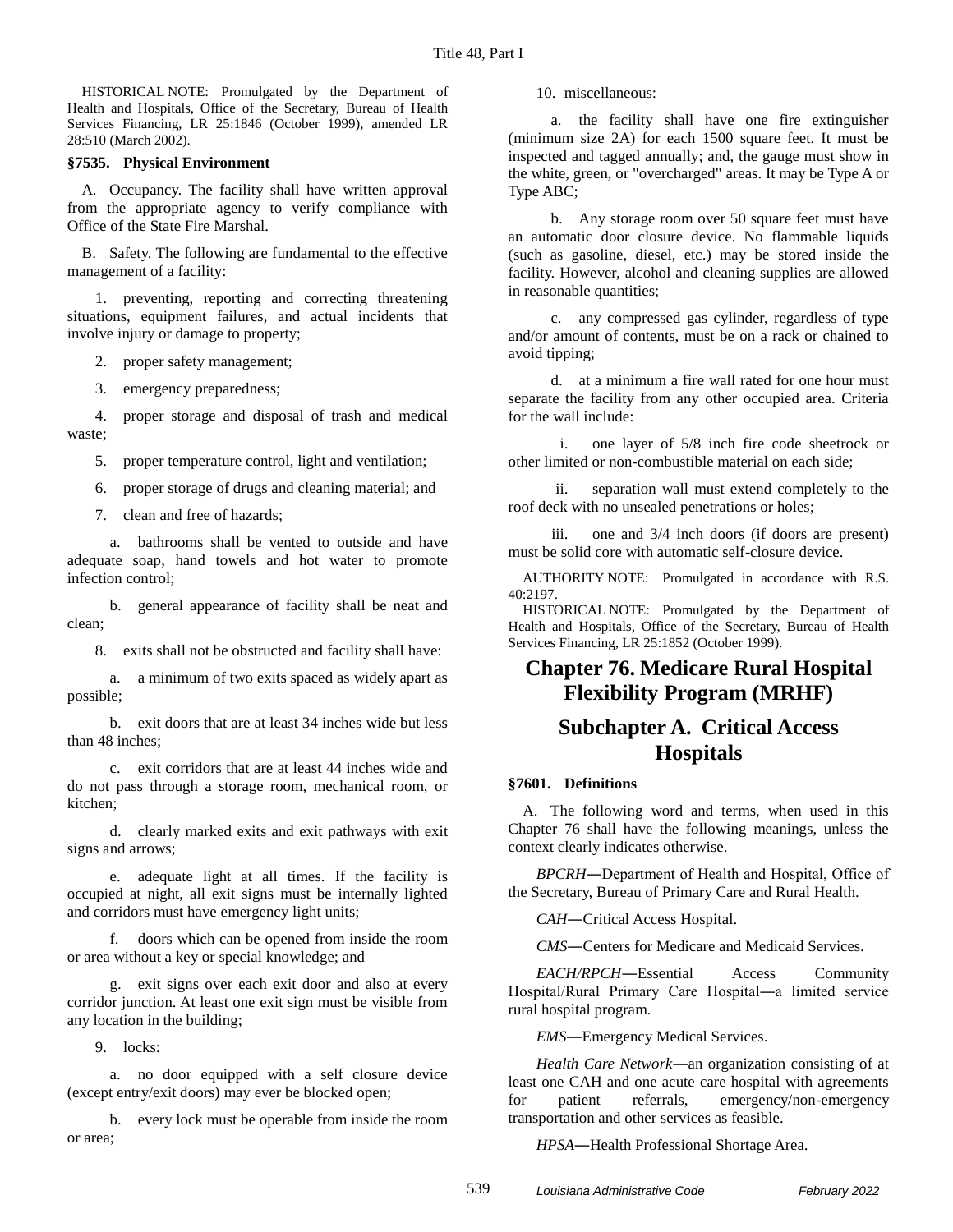HISTORICAL NOTE: Promulgated by the Department of Health and Hospitals, Office of the Secretary, Bureau of Health Services Financing, LR 25:1846 (October 1999), amended LR 28:510 (March 2002).

### §7535. Physical Environment

A. Occupancy. The facility shall have written approval from the appropriate agency to verify compliance with Office of the State Fire Marshal.

B. Safety. The following are fundamental to the effective management of a facility:

1. preventing, reporting and correcting threatening situations, equipment failures, and actual incidents that involve injury or damage to property;

2. proper safety management;

3. emergency preparedness;

4. proper storage and disposal of trash and medical waste;

5. proper temperature control, light and ventilation;

6. proper storage of drugs and cleaning material; and

7. clean and free of hazards;

a. bathrooms shall be vented to outside and have adequate soap, hand towels and hot water to promote infection control;

b. general appearance of facility shall be neat and clean;

8. exits shall not be obstructed and facility shall have:

a. a minimum of two exits spaced as widely apart as possible;

b. exit doors that are at least 34 inches wide but less than 48 inches;

c. exit corridors that are at least 44 inches wide and do not pass through a storage room, mechanical room, or kitchen;

d. clearly marked exits and exit pathways with exit signs and arrows;

e. adequate light at all times. If the facility is occupied at night, all exit signs must be internally lighted and corridors must have emergency light units;

f. doors which can be opened from inside the room or area without a key or special knowledge; and

g. exit signs over each exit door and also at every corridor junction. At least one exit sign must be visible from any location in the building;

9. locks:

a. no door equipped with a self closure device (except entry/exit doors) may ever be blocked open;

b. every lock must be operable from inside the room or area;

10. miscellaneous:

a. the facility shall have one fire extinguisher (minimum size 2A) for each 1500 square feet. It must be inspected and tagged annually; and, the gauge must show in the white, green, or "overcharged" areas. It may be Type A or Type ABC;

b. Any storage room over 50 square feet must have an automatic door closure device. No flammable liquids (such as gasoline, diesel, etc.) may be stored inside the facility. However, alcohol and cleaning supplies are allowed in reasonable quantities;

c. any compressed gas cylinder, regardless of type and/or amount of contents, must be on a rack or chained to avoid tipping;

d. at a minimum a fire wall rated for one hour must separate the facility from any other occupied area. Criteria for the wall include:

i. one layer of 5/8 inch fire code sheetrock or other limited or non-combustible material on each side;

ii. separation wall must extend completely to the roof deck with no unsealed penetrations or holes;

iii. one and 3/4 inch doors (if doors are present) must be solid core with automatic self-closure device.

AUTHORITY NOTE: Promulgated in accordance with R.S. 40:2197.

HISTORICAL NOTE: Promulgated by the Department of Health and Hospitals, Office of the Secretary, Bureau of Health Services Financing, LR 25:1852 (October 1999).

# Chapter 76. Medicare Rural Hospital Flexibility Program (MRHF)

## Subchapter A. Critical Access Hospitals

### §7601. Definitions

A. The following word and terms, when used in this Chapter 76 shall have the following meanings, unless the context clearly indicates otherwise.

*BPCRH*―Department of Health and Hospital, Office of the Secretary, Bureau of Primary Care and Rural Health.

*CAH*―Critical Access Hospital.

*CMS*―Centers for Medicare and Medicaid Services.

*EACH/RPCH*―Essential Access Community Hospital/Rural Primary Care Hospital―a limited service rural hospital program.

*EMS*―Emergency Medical Services.

*Health Care Network*―an organization consisting of at least one CAH and one acute care hospital with agreements for patient referrals, emergency/non-emergency transportation and other services as feasible.

*HPSA*―Health Professional Shortage Area.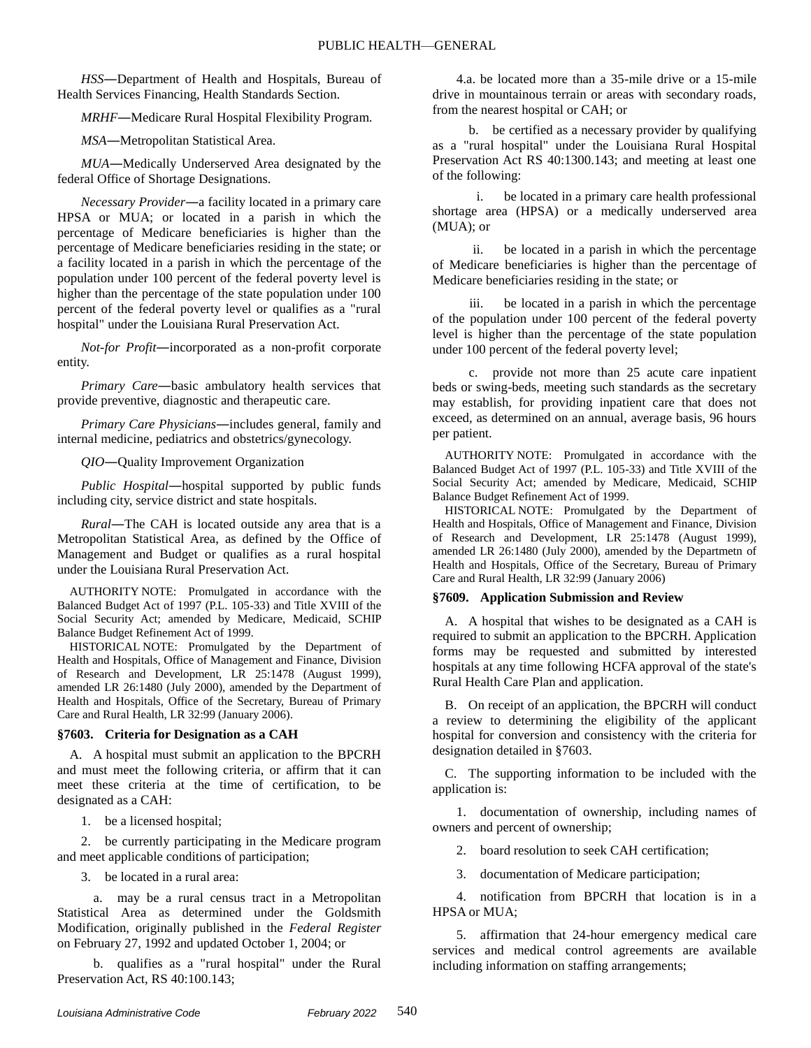*HSS*—Department of Health and Hospitals, Bureau of Health Services Financing, Health Standards Section.

*MRHF*—Medicare Rural Hospital Flexibility Program.

*MSA*—Metropolitan Statistical Area.

*MUA*—Medically Underserved Area designated by the federal Office of Shortage Designations.

*Necessary Provider*—a facility located in a primary care HPSA or MUA; or located in a parish in which the percentage of Medicare beneficiaries is higher than the percentage of Medicare beneficiaries residing in the state; or a facility located in a parish in which the percentage of the population under 100 percent of the federal poverty level is higher than the percentage of the state population under 100 percent of the federal poverty level or qualifies as a "rural hospital" under the Louisiana Rural Preservation Act.

*Not-for Profit*—incorporated as a non-profit corporate entity.

*Primary Care*—basic ambulatory health services that provide preventive, diagnostic and therapeutic care.

*Primary Care Physicians*—includes general, family and internal medicine, pediatrics and obstetrics/gynecology.

*QIO*—Quality Improvement Organization

*Public Hospital*—hospital supported by public funds including city, service district and state hospitals.

*Rural*—The CAH is located outside any area that is a Metropolitan Statistical Area, as defined by the Office of Management and Budget or qualifies as a rural hospital under the Louisiana Rural Preservation Act.

AUTHORITY NOTE: Promulgated in accordance with the Balanced Budget Act of 1997 (P.L. 105-33) and Title XVIII of the Social Security Act; amended by Medicare, Medicaid, SCHIP Balance Budget Refinement Act of 1999.

HISTORICAL NOTE: Promulgated by the Department of Health and Hospitals, Office of Management and Finance, Division of Research and Development, LR 25:1478 (August 1999), amended LR 26:1480 (July 2000), amended by the Department of Health and Hospitals, Office of the Secretary, Bureau of Primary Care and Rural Health, LR 32:99 (January 2006).

### §7603. Criteria for Designation as a CAH

A. A hospital must submit an application to the BPCRH and must meet the following criteria, or affirm that it can meet these criteria at the time of certification, to be designated as a CAH:

1. be a licensed hospital;

2. be currently participating in the Medicare program and meet applicable conditions of participation;

3. be located in a rural area:

a. may be a rural census tract in a Metropolitan Statistical Area as determined under the Goldsmith Modification, originally published in the *Federal Register* on February 27, 1992 and updated October 1, 2004; or

b. qualifies as a "rural hospital" under the Rural Preservation Act, RS 40:100.143;

4.a. be located more than a 35-mile drive or a 15-mile drive in mountainous terrain or areas with secondary roads, from the nearest hospital or CAH; or

b. be certified as a necessary provider by qualifying as a "rural hospital" under the Louisiana Rural Hospital Preservation Act RS 40:1300.143; and meeting at least one of the following:

i. be located in a primary care health professional shortage area (HPSA) or a medically underserved area (MUA); or

ii. be located in a parish in which the percentage of Medicare beneficiaries is higher than the percentage of Medicare beneficiaries residing in the state; or

iii. be located in a parish in which the percentage of the population under 100 percent of the federal poverty level is higher than the percentage of the state population under 100 percent of the federal poverty level;

c. provide not more than 25 acute care inpatient beds or swing-beds, meeting such standards as the secretary may establish, for providing inpatient care that does not exceed, as determined on an annual, average basis, 96 hours per patient.

AUTHORITY NOTE: Promulgated in accordance with the Balanced Budget Act of 1997 (P.L. 105-33) and Title XVIII of the Social Security Act; amended by Medicare, Medicaid, SCHIP Balance Budget Refinement Act of 1999.

HISTORICAL NOTE: Promulgated by the Department of Health and Hospitals, Office of Management and Finance, Division of Research and Development, LR 25:1478 (August 1999), amended LR 26:1480 (July 2000), amended by the Departmetn of Health and Hospitals, Office of the Secretary, Bureau of Primary Care and Rural Health, LR 32:99 (January 2006)

### §7609. Application Submission and Review

A. A hospital that wishes to be designated as a CAH is required to submit an application to the BPCRH. Application forms may be requested and submitted by interested hospitals at any time following HCFA approval of the state's Rural Health Care Plan and application.

B. On receipt of an application, the BPCRH will conduct a review to determining the eligibility of the applicant hospital for conversion and consistency with the criteria for designation detailed in §7603.

C. The supporting information to be included with the application is:

1. documentation of ownership, including names of owners and percent of ownership;

2. board resolution to seek CAH certification;

3. documentation of Medicare participation;

4. notification from BPCRH that location is in a HPSA or MUA;

5. affirmation that 24-hour emergency medical care services and medical control agreements are available including information on staffing arrangements;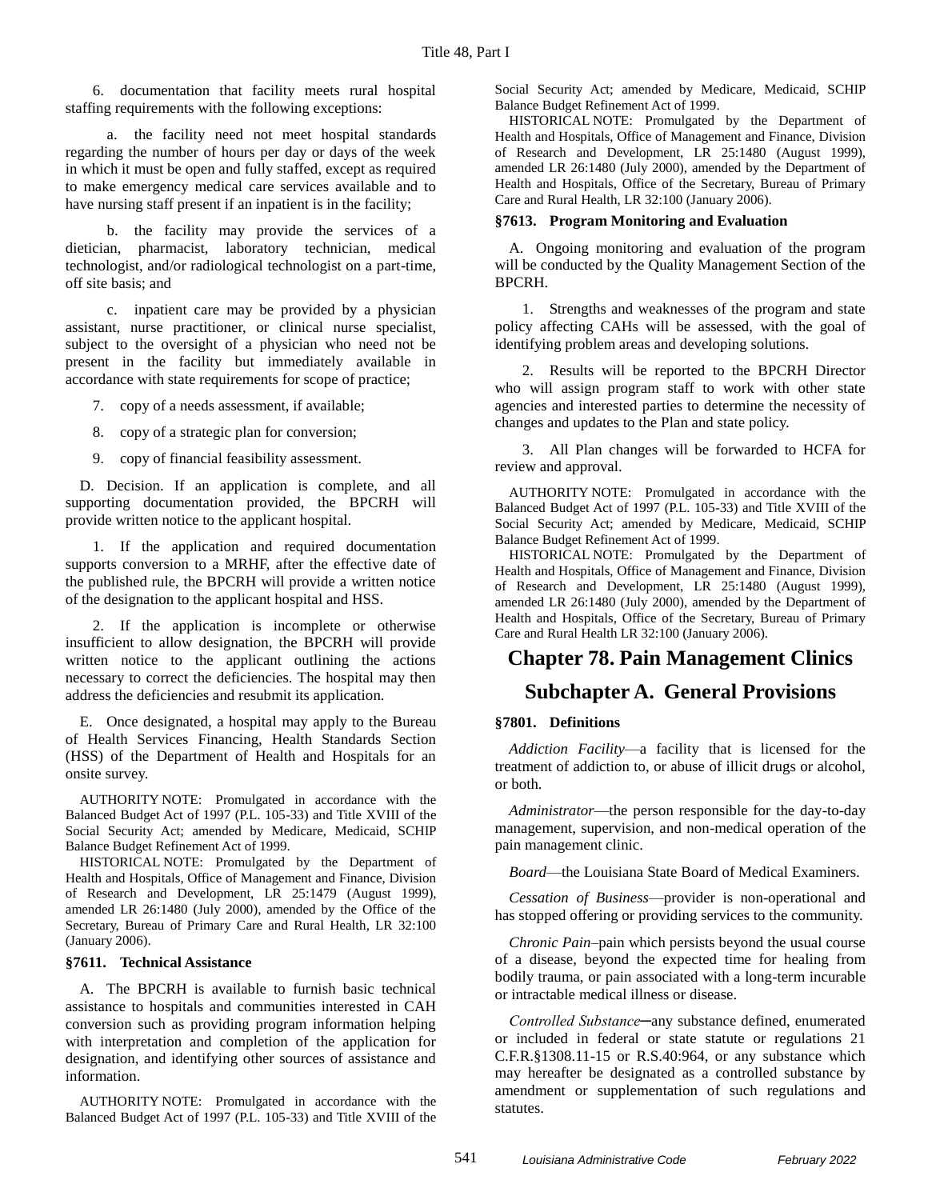6. documentation that facility meets rural hospital staffing requirements with the following exceptions:

a. the facility need not meet hospital standards regarding the number of hours per day or days of the week in which it must be open and fully staffed, except as required to make emergency medical care services available and to have nursing staff present if an inpatient is in the facility;

b. the facility may provide the services of a dietician, pharmacist, laboratory technician, medical technologist, and/or radiological technologist on a part-time, off site basis; and

c. inpatient care may be provided by a physician assistant, nurse practitioner, or clinical nurse specialist, subject to the oversight of a physician who need not be present in the facility but immediately available in accordance with state requirements for scope of practice;

7. copy of a needs assessment, if available;

8. copy of a strategic plan for conversion;

9. copy of financial feasibility assessment.

D. Decision. If an application is complete, and all supporting documentation provided, the BPCRH will provide written notice to the applicant hospital.

1. If the application and required documentation supports conversion to a MRHF, after the effective date of the published rule, the BPCRH will provide a written notice of the designation to the applicant hospital and HSS.

2. If the application is incomplete or otherwise insufficient to allow designation, the BPCRH will provide written notice to the applicant outlining the actions necessary to correct the deficiencies. The hospital may then address the deficiencies and resubmit its application.

E. Once designated, a hospital may apply to the Bureau of Health Services Financing, Health Standards Section (HSS) of the Department of Health and Hospitals for an onsite survey.

AUTHORITY NOTE: Promulgated in accordance with the Balanced Budget Act of 1997 (P.L. 105-33) and Title XVIII of the Social Security Act; amended by Medicare, Medicaid, SCHIP Balance Budget Refinement Act of 1999.

HISTORICAL NOTE: Promulgated by the Department of Health and Hospitals, Office of Management and Finance, Division of Research and Development, LR 25:1479 (August 1999), amended LR 26:1480 (July 2000), amended by the Office of the Secretary, Bureau of Primary Care and Rural Health, LR 32:100 (January 2006).

#### §7611. Technical Assistance

A. The BPCRH is available to furnish basic technical assistance to hospitals and communities interested in CAH conversion such as providing program information helping with interpretation and completion of the application for designation, and identifying other sources of assistance and information.

AUTHORITY NOTE: Promulgated in accordance with the Balanced Budget Act of 1997 (P.L. 105-33) and Title XVIII of the Social Security Act; amended by Medicare, Medicaid, SCHIP Balance Budget Refinement Act of 1999.

HISTORICAL NOTE: Promulgated by the Department of Health and Hospitals, Office of Management and Finance, Division of Research and Development, LR 25:1480 (August 1999), amended LR 26:1480 (July 2000), amended by the Department of Health and Hospitals, Office of the Secretary, Bureau of Primary Care and Rural Health, LR 32:100 (January 2006).

#### §7613. Program Monitoring and Evaluation

A. Ongoing monitoring and evaluation of the program will be conducted by the Quality Management Section of the BPCRH.

1. Strengths and weaknesses of the program and state policy affecting CAHs will be assessed, with the goal of identifying problem areas and developing solutions.

2. Results will be reported to the BPCRH Director who will assign program staff to work with other state agencies and interested parties to determine the necessity of changes and updates to the Plan and state policy.

3. All Plan changes will be forwarded to HCFA for review and approval.

AUTHORITY NOTE: Promulgated in accordance with the Balanced Budget Act of 1997 (P.L. 105-33) and Title XVIII of the Social Security Act; amended by Medicare, Medicaid, SCHIP Balance Budget Refinement Act of 1999.

HISTORICAL NOTE: Promulgated by the Department of Health and Hospitals, Office of Management and Finance, Division of Research and Development, LR 25:1480 (August 1999), amended LR 26:1480 (July 2000), amended by the Department of Health and Hospitals, Office of the Secretary, Bureau of Primary Care and Rural Health LR 32:100 (January 2006).

## Chapter 78. Pain Management Clinics

## Subchapter A. General Provisions

#### §7801. Definitions

*Addiction Facility*—a facility that is licensed for the treatment of addiction to, or abuse of illicit drugs or alcohol, or both.

*Administrator*—the person responsible for the day-to-day management, supervision, and non-medical operation of the pain management clinic.

*Board*—the Louisiana State Board of Medical Examiners.

*Cessation of Business*—provider is non-operational and has stopped offering or providing services to the community.

*Chronic Pain*–pain which persists beyond the usual course of a disease, beyond the expected time for healing from bodily trauma, or pain associated with a long-term incurable or intractable medical illness or disease.

*Controlled Substance*—any substance defined, enumerated or included in federal or state statute or regulations 21 C.F.R.§1308.11-15 or R.S.40:964, or any substance which may hereafter be designated as a controlled substance by amendment or supplementation of such regulations and statutes.